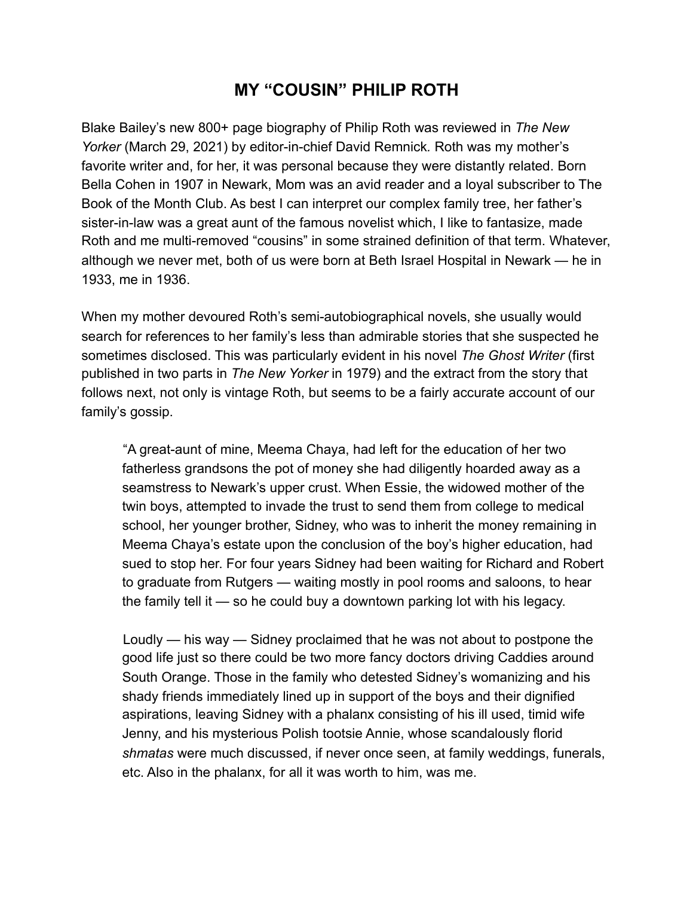# MY "COUSIN" PHILIP ROTH

Blake Bailey's new 800+ page biography of Philip Roth was reviewed in *The New Yorker* (March 29, 2021) by editor-in-chief David Remnick. Roth was my mother's favorite writer and, for her, it was personal because they were distantly related. Born Bella Cohen in 1907 in Newark, Mom was an avid reader and a loyal subscriber to The Book of the Month Club. As best I can interpret our complex family tree, her father's sister-in-law was a great aunt of the famous novelist which, I like to fantasize, made Roth and me multi-removed "cousins" in some strained definition of that term. Whatever, although we never met, both of us were born at Beth Israel Hospital in Newark — he in 1933, me in 1936.

When my mother devoured Roth's semi-autobiographical novels, she usually would search for references to her family's less than admirable stories that she suspected he sometimes disclosed. This was particularly evident in his novel *The Ghost Writer* (first published in two parts in *The New Yorker* in 1979) and the extract from the story that follows next, not only is vintage Roth, but seems to be a fairly accurate account of our family's gossip.

> "A great-aunt of mine, Meema Chaya, had left for the education of her two fatherless grandsons the pot of money she had diligently hoarded away as a seamstress to Newark's upper crust. When Essie, the widowed mother of the twin boys, attempted to invade the trust to send them from college to medical school, her younger brother, Sidney, who was to inherit the money remaining in Meema Chaya's estate upon the conclusion of the boy's higher education, had sued to stop her. For four years Sidney had been waiting for Richard and Robert to graduate from Rutgers — waiting mostly in pool rooms and saloons, to hear the family tell it — so he could buy a downtown parking lot with his legacy.
>
> Loudly — his way — Sidney proclaimed that he was not about to postpone the good life just so there could be two more fancy doctors driving Caddies around South Orange. Those in the family who detested Sidney's womanizing and his shady friends immediately lined up in support of the boys and their dignified aspirations, leaving Sidney with a phalanx consisting of his ill used, timid wife Jenny, and his mysterious Polish tootsie Annie, whose scandalously florid *shmatas* were much discussed, if never once seen, at family weddings, funerals, etc. Also in the phalanx, for all it was worth to him, was me.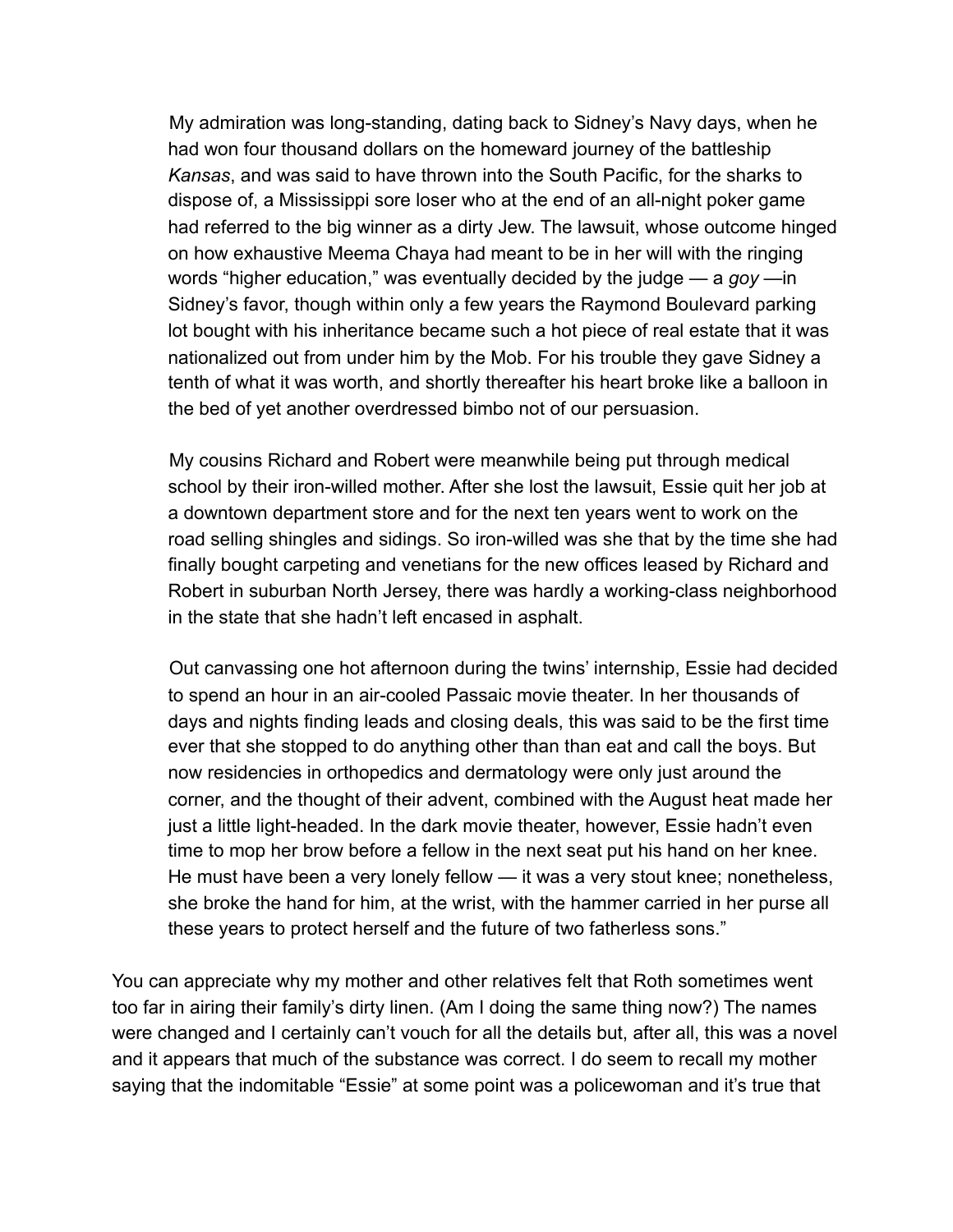My admiration was long-standing, dating back to Sidney's Navy days, when he had won four thousand dollars on the homeward journey of the battleship *Kansas*, and was said to have thrown into the South Pacific, for the sharks to dispose of, a Mississippi sore loser who at the end of an all-night poker game had referred to the big winner as a dirty Jew. The lawsuit, whose outcome hinged on how exhaustive Meema Chaya had meant to be in her will with the ringing words "higher education," was eventually decided by the judge — a *goy* —in Sidney's favor, though within only a few years the Raymond Boulevard parking lot bought with his inheritance became such a hot piece of real estate that it was nationalized out from under him by the Mob. For his trouble they gave Sidney a tenth of what it was worth, and shortly thereafter his heart broke like a balloon in the bed of yet another overdressed bimbo not of our persuasion.

My cousins Richard and Robert were meanwhile being put through medical school by their iron-willed mother. After she lost the lawsuit, Essie quit her job at a downtown department store and for the next ten years went to work on the road selling shingles and sidings. So iron-willed was she that by the time she had finally bought carpeting and venetians for the new offices leased by Richard and Robert in suburban North Jersey, there was hardly a working-class neighborhood in the state that she hadn't left encased in asphalt.

Out canvassing one hot afternoon during the twins' internship, Essie had decided to spend an hour in an air-cooled Passaic movie theater. In her thousands of days and nights finding leads and closing deals, this was said to be the first time ever that she stopped to do anything other than than eat and call the boys. But now residencies in orthopedics and dermatology were only just around the corner, and the thought of their advent, combined with the August heat made her just a little light-headed. In the dark movie theater, however, Essie hadn't even time to mop her brow before a fellow in the next seat put his hand on her knee. He must have been a very lonely fellow — it was a very stout knee; nonetheless, she broke the hand for him, at the wrist, with the hammer carried in her purse all these years to protect herself and the future of two fatherless sons."

You can appreciate why my mother and other relatives felt that Roth sometimes went too far in airing their family's dirty linen. (Am I doing the same thing now?) The names were changed and I certainly can't vouch for all the details but, after all, this was a novel and it appears that much of the substance was correct. I do seem to recall my mother saying that the indomitable "Essie" at some point was a policewoman and it's true that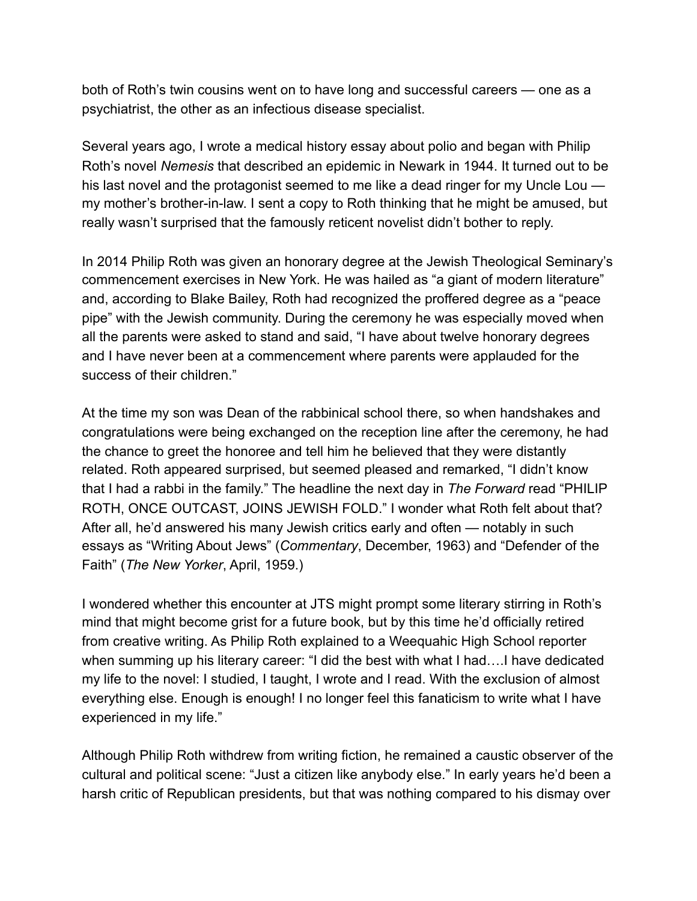both of Roth's twin cousins went on to have long and successful careers — one as a psychiatrist, the other as an infectious disease specialist.

Several years ago, I wrote a medical history essay about polio and began with Philip Roth's novel *Nemesis* that described an epidemic in Newark in 1944. It turned out to be his last novel and the protagonist seemed to me like a dead ringer for my Uncle Lou — my mother's brother-in-law. I sent a copy to Roth thinking that he might be amused, but really wasn't surprised that the famously reticent novelist didn't bother to reply.

In 2014 Philip Roth was given an honorary degree at the Jewish Theological Seminary's commencement exercises in New York. He was hailed as "a giant of modern literature" and, according to Blake Bailey, Roth had recognized the proffered degree as a "peace pipe" with the Jewish community. During the ceremony he was especially moved when all the parents were asked to stand and said, "I have about twelve honorary degrees and I have never been at a commencement where parents were applauded for the success of their children."

At the time my son was Dean of the rabbinical school there, so when handshakes and congratulations were being exchanged on the reception line after the ceremony, he had the chance to greet the honoree and tell him he believed that they were distantly related. Roth appeared surprised, but seemed pleased and remarked, "I didn't know that I had a rabbi in the family." The headline the next day in *The Forward* read "PHILIP ROTH, ONCE OUTCAST, JOINS JEWISH FOLD." I wonder what Roth felt about that? After all, he'd answered his many Jewish critics early and often — notably in such essays as "Writing About Jews" (*Commentary*, December, 1963) and "Defender of the Faith" (*The New Yorker*, April, 1959.)

I wondered whether this encounter at JTS might prompt some literary stirring in Roth's mind that might become grist for a future book, but by this time he'd officially retired from creative writing. As Philip Roth explained to a Weequahic High School reporter when summing up his literary career: "I did the best with what I had….I have dedicated my life to the novel: I studied, I taught, I wrote and I read. With the exclusion of almost everything else. Enough is enough! I no longer feel this fanaticism to write what I have experienced in my life."

Although Philip Roth withdrew from writing fiction, he remained a caustic observer of the cultural and political scene: "Just a citizen like anybody else." In early years he'd been a harsh critic of Republican presidents, but that was nothing compared to his dismay over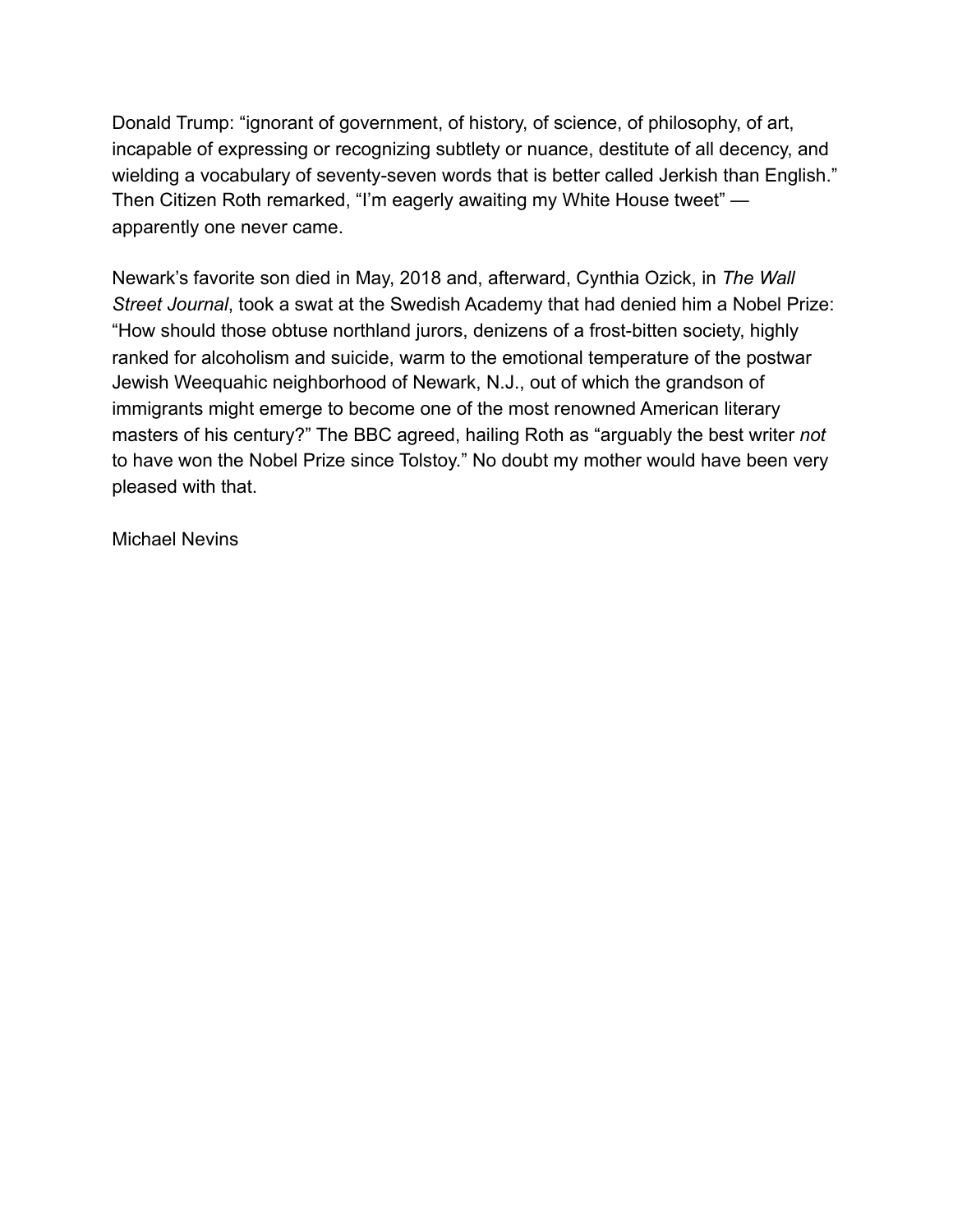Donald Trump: “ignorant of government, of history, of science, of philosophy, of art, incapable of expressing or recognizing subtlety or nuance, destitute of all decency, and wielding a vocabulary of seventy-seven words that is better called Jerkish than English.” Then Citizen Roth remarked, “I’m eagerly awaiting my White House tweet” — apparently one never came.

Newark’s favorite son died in May, 2018 and, afterward, Cynthia Ozick, in *The Wall Street Journal*, took a swat at the Swedish Academy that had denied him a Nobel Prize: “How should those obtuse northland jurors, denizens of a frost-bitten society, highly ranked for alcoholism and suicide, warm to the emotional temperature of the postwar Jewish Weequahic neighborhood of Newark, N.J., out of which the grandson of immigrants might emerge to become one of the most renowned American literary masters of his century?” The BBC agreed, hailing Roth as “arguably the best writer *not* to have won the Nobel Prize since Tolstoy.” No doubt my mother would have been very pleased with that.

Michael Nevins